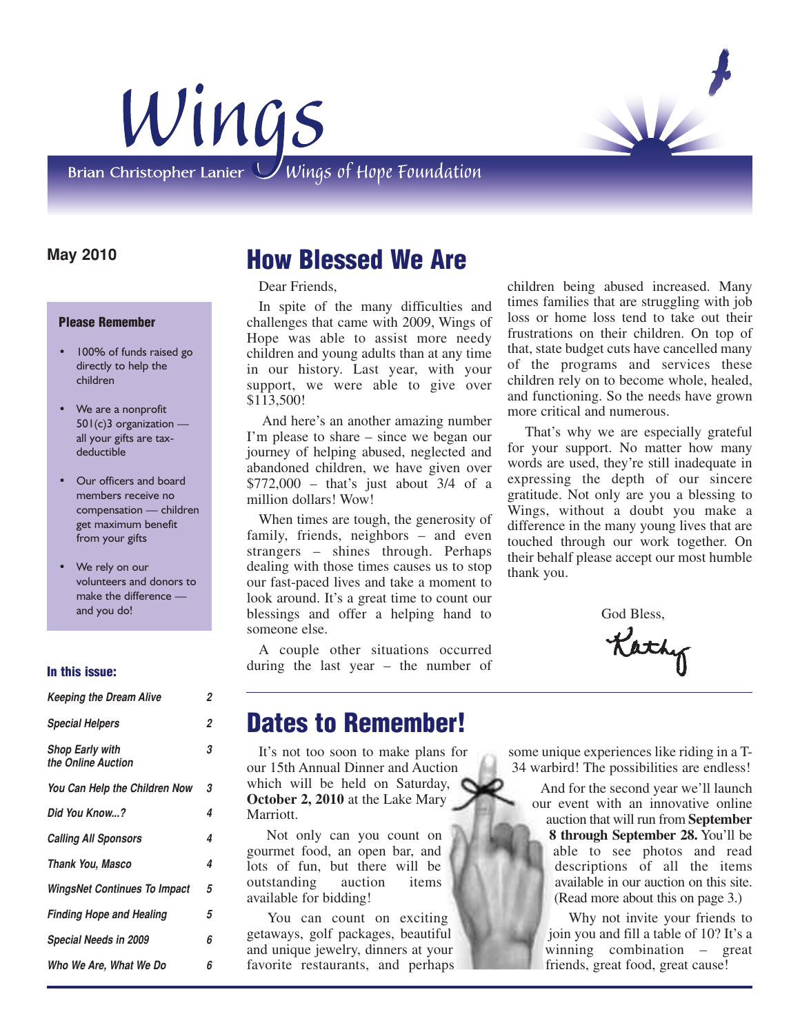# Wings

Brian Christopher Lanier Wings of Hope Foundation

**May 2010**

**Please Remember**

- 100% of funds raised go directly to help the children
- We are a nonprofit 501(c)3 organization — all your gifts are tax-deductible
- Our officers and board members receive no compensation — children get maximum benefit from your gifts
- We rely on our volunteers and donors to make the difference — and you do!

**In this issue:**

| | |
|---|---|
| *Keeping the Dream Alive* | *2* |
| *Special Helpers* | *2* |
| *Shop Early with the Online Auction* | *3* |
| *You Can Help the Children Now* | *3* |
| *Did You Know...?* | *4* |
| *Calling All Sponsors* | *4* |
| *Thank You, Masco* | *4* |
| *WingsNet Continues To Impact* | *5* |
| *Finding Hope and Healing* | *5* |
| *Special Needs in 2009* | *6* |
| *Who We Are, What We Do* | *6* |

## How Blessed We Are

Dear Friends,

In spite of the many difficulties and challenges that came with 2009, Wings of Hope was able to assist more needy children and young adults than at any time in our history. Last year, with your support, we were able to give over $113,500!

And here's an another amazing number I'm please to share – since we began our journey of helping abused, neglected and abandoned children, we have given over $772,000 – that's just about 3/4 of a million dollars! Wow!

When times are tough, the generosity of family, friends, neighbors – and even strangers – shines through. Perhaps dealing with those times causes us to stop our fast-paced lives and take a moment to look around. It's a great time to count our blessings and offer a helping hand to someone else.

A couple other situations occurred during the last year – the number of children being abused increased. Many times families that are struggling with job loss or home loss tend to take out their frustrations on their children. On top of that, state budget cuts have cancelled many of the programs and services these children rely on to become whole, healed, and functioning. So the needs have grown more critical and numerous.

That's why we are especially grateful for your support. No matter how many words are used, they're still inadequate in expressing the depth of our sincere gratitude. Not only are you a blessing to Wings, without a doubt you make a difference in the many young lives that are touched through our work together. On their behalf please accept our most humble thank you.

God Bless,

Kathy

## Dates to Remember!

It's not too soon to make plans for our 15th Annual Dinner and Auction which will be held on Saturday, **October 2, 2010** at the Lake Mary Marriott.

Not only can you count on gourmet food, an open bar, and lots of fun, but there will be outstanding auction items available for bidding!

You can count on exciting getaways, golf packages, beautiful and unique jewelry, dinners at your favorite restaurants, and perhaps some unique experiences like riding in a T-34 warbird! The possibilities are endless!

And for the second year we'll launch our event with an innovative online auction that will run from **September 8 through September 28.** You'll be able to see photos and read descriptions of all the items available in our auction on this site. (Read more about this on page 3.)

Why not invite your friends to join you and fill a table of 10? It's a winning combination – great friends, great food, great cause!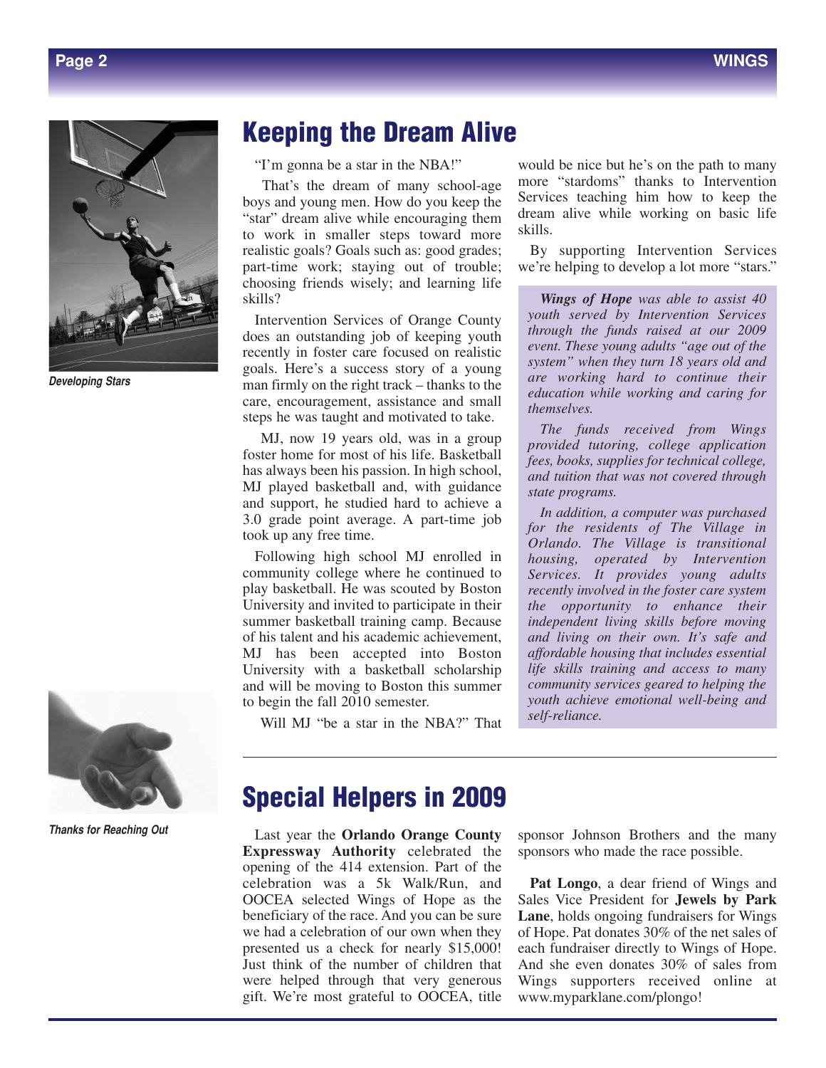## Keeping the Dream Alive

"I'm gonna be a star in the NBA!"

That's the dream of many school-age boys and young men. How do you keep the "star" dream alive while encouraging them to work in smaller steps toward more realistic goals? Goals such as: good grades; part-time work; staying out of trouble; choosing friends wisely; and learning life skills?

Intervention Services of Orange County does an outstanding job of keeping youth recently in foster care focused on realistic goals. Here's a success story of a young man firmly on the right track – thanks to the care, encouragement, assistance and small steps he was taught and motivated to take.

MJ, now 19 years old, was in a group foster home for most of his life. Basketball has always been his passion. In high school, MJ played basketball and, with guidance and support, he studied hard to achieve a 3.0 grade point average. A part-time job took up any free time.

Following high school MJ enrolled in community college where he continued to play basketball. He was scouted by Boston University and invited to participate in their summer basketball training camp. Because of his talent and his academic achievement, MJ has been accepted into Boston University with a basketball scholarship and will be moving to Boston this summer to begin the fall 2010 semester.

Will MJ "be a star in the NBA?" That would be nice but he's on the path to many more "stardoms" thanks to Intervention Services teaching him how to keep the dream alive while working on basic life skills.

By supporting Intervention Services we're helping to develop a lot more "stars."

*Developing Stars*

***Wings of Hope** was able to assist 40 youth served by Intervention Services through the funds raised at our 2009 event. These young adults "age out of the system" when they turn 18 years old and are working hard to continue their education while working and caring for themselves.*

*The funds received from Wings provided tutoring, college application fees, books, supplies for technical college, and tuition that was not covered through state programs.*

*In addition, a computer was purchased for the residents of The Village in Orlando. The Village is transitional housing, operated by Intervention Services. It provides young adults recently involved in the foster care system the opportunity to enhance their independent living skills before moving and living on their own. It's safe and affordable housing that includes essential life skills training and access to many community services geared to helping the youth achieve emotional well-being and self-reliance.*

## Special Helpers in 2009

Last year the **Orlando Orange County Expressway Authority** celebrated the opening of the 414 extension. Part of the celebration was a 5k Walk/Run, and OOCEA selected Wings of Hope as the beneficiary of the race. And you can be sure we had a celebration of our own when they presented us a check for nearly $15,000! Just think of the number of children that were helped through that very generous gift. We're most grateful to OOCEA, title sponsor Johnson Brothers and the many sponsors who made the race possible.

**Pat Longo**, a dear friend of Wings and Sales Vice President for **Jewels by Park Lane**, holds ongoing fundraisers for Wings of Hope. Pat donates 30% of the net sales of each fundraiser directly to Wings of Hope. And she even donates 30% of sales from Wings supporters received online at www.myparklane.com/plongo!

*Thanks for Reaching Out*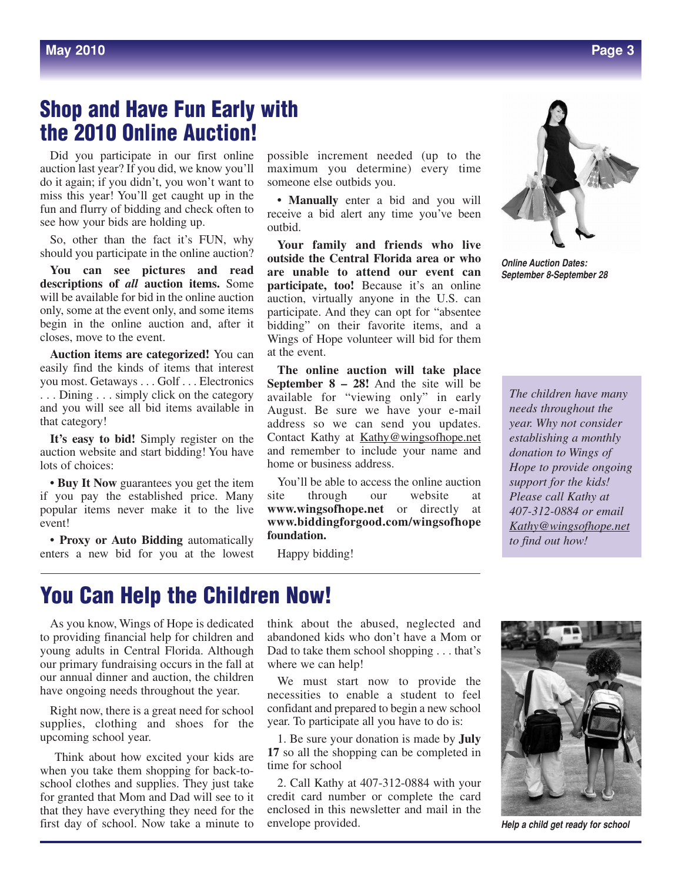# Shop and Have Fun Early with the 2010 Online Auction!

Did you participate in our first online auction last year? If you did, we know you'll do it again; if you didn't, you won't want to miss this year! You'll get caught up in the fun and flurry of bidding and check often to see how your bids are holding up.

So, other than the fact it's FUN, why should you participate in the online auction?

**You can see pictures and read descriptions of *all* auction items.** Some will be available for bid in the online auction only, some at the event only, and some items begin in the online auction and, after it closes, move to the event.

**Auction items are categorized!** You can easily find the kinds of items that interest you most. Getaways . . . Golf . . . Electronics . . . Dining . . . simply click on the category and you will see all bid items available in that category!

**It's easy to bid!** Simply register on the auction website and start bidding! You have lots of choices:

• **Buy It Now** guarantees you get the item if you pay the established price. Many popular items never make it to the live event!

• **Proxy or Auto Bidding** automatically enters a new bid for you at the lowest possible increment needed (up to the maximum you determine) every time someone else outbids you.

• **Manually** enter a bid and you will receive a bid alert any time you've been outbid.

**Your family and friends who live outside the Central Florida area or who are unable to attend our event can participate, too!** Because it's an online auction, virtually anyone in the U.S. can participate. And they can opt for "absentee bidding" on their favorite items, and a Wings of Hope volunteer will bid for them at the event.

**The online auction will take place September 8 – 28!** And the site will be available for "viewing only" in early August. Be sure we have your e-mail address so we can send you updates. Contact Kathy at Kathy@wingsofhope.net and remember to include your name and home or business address.

You'll be able to access the online auction site through our website at **www.wingsofhope.net** or directly at **www.biddingforgood.com/wingsofhope foundation.**

Happy bidding!

***Online Auction Dates: September 8-September 28***

*The children have many needs throughout the year. Why not consider establishing a monthly donation to Wings of Hope to provide ongoing support for the kids! Please call Kathy at 407-312-0884 or email Kathy@wingsofhope.net to find out how!*

# You Can Help the Children Now!

As you know, Wings of Hope is dedicated to providing financial help for children and young adults in Central Florida. Although our primary fundraising occurs in the fall at our annual dinner and auction, the children have ongoing needs throughout the year.

Right now, there is a great need for school supplies, clothing and shoes for the upcoming school year.

Think about how excited your kids are when you take them shopping for back-to-school clothes and supplies. They just take for granted that Mom and Dad will see to it that they have everything they need for the first day of school. Now take a minute to think about the abused, neglected and abandoned kids who don't have a Mom or Dad to take them school shopping . . . that's where we can help!

We must start now to provide the necessities to enable a student to feel confidant and prepared to begin a new school year. To participate all you have to do is:

1. Be sure your donation is made by **July 17** so all the shopping can be completed in time for school

2. Call Kathy at 407-312-0884 with your credit card number or complete the card enclosed in this newsletter and mail in the envelope provided.

***Help a child get ready for school***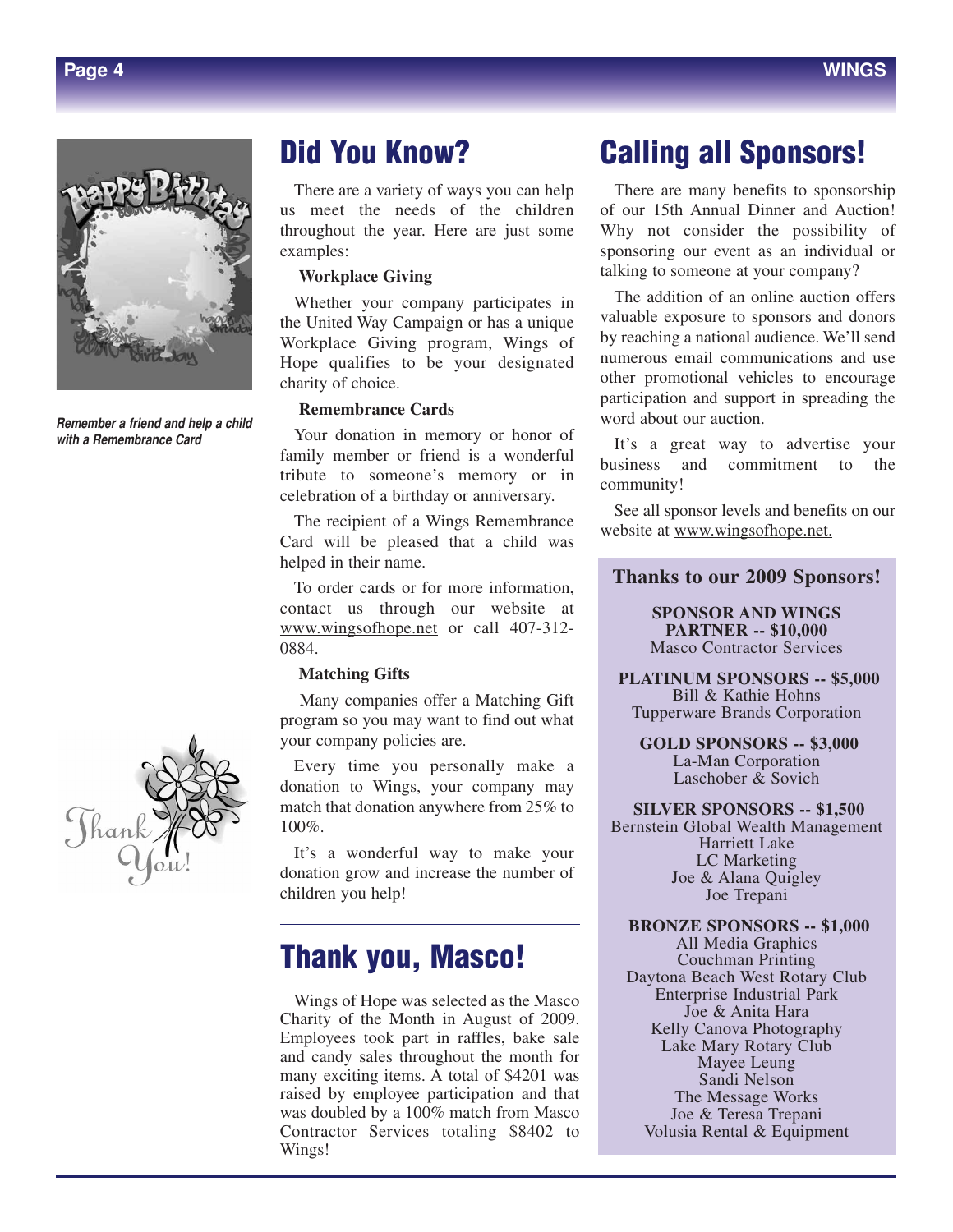*Remember a friend and help a child with a Remembrance Card*

## Did You Know?

There are a variety of ways you can help us meet the needs of the children throughout the year. Here are just some examples:

**Workplace Giving**

Whether your company participates in the United Way Campaign or has a unique Workplace Giving program, Wings of Hope qualifies to be your designated charity of choice.

**Remembrance Cards**

Your donation in memory or honor of family member or friend is a wonderful tribute to someone's memory or in celebration of a birthday or anniversary.

The recipient of a Wings Remembrance Card will be pleased that a child was helped in their name.

To order cards or for more information, contact us through our website at www.wingsofhope.net or call 407-312-0884.

**Matching Gifts**

Many companies offer a Matching Gift program so you may want to find out what your company policies are.

Every time you personally make a donation to Wings, your company may match that donation anywhere from 25% to 100%.

It's a wonderful way to make your donation grow and increase the number of children you help!

## Thank you, Masco!

Wings of Hope was selected as the Masco Charity of the Month in August of 2009. Employees took part in raffles, bake sale and candy sales throughout the month for many exciting items. A total of $4201 was raised by employee participation and that was doubled by a 100% match from Masco Contractor Services totaling $8402 to Wings!

## Calling all Sponsors!

There are many benefits to sponsorship of our 15th Annual Dinner and Auction! Why not consider the possibility of sponsoring our event as an individual or talking to someone at your company?

The addition of an online auction offers valuable exposure to sponsors and donors by reaching a national audience. We'll send numerous email communications and use other promotional vehicles to encourage participation and support in spreading the word about our auction.

It's a great way to advertise your business and commitment to the community!

See all sponsor levels and benefits on our website at www.wingsofhope.net.

### Thanks to our 2009 Sponsors!

**SPONSOR AND WINGS PARTNER -- $10,000**
Masco Contractor Services

**PLATINUM SPONSORS -- $5,000**
Bill & Kathie Hohns
Tupperware Brands Corporation

**GOLD SPONSORS -- $3,000**
La-Man Corporation
Laschober & Sovich

**SILVER SPONSORS -- $1,500**
Bernstein Global Wealth Management
Harriett Lake
LC Marketing
Joe & Alana Quigley
Joe Trepani

**BRONZE SPONSORS -- $1,000**
All Media Graphics
Couchman Printing
Daytona Beach West Rotary Club
Enterprise Industrial Park
Joe & Anita Hara
Kelly Canova Photography
Lake Mary Rotary Club
Mayee Leung
Sandi Nelson
The Message Works
Joe & Teresa Trepani
Volusia Rental & Equipment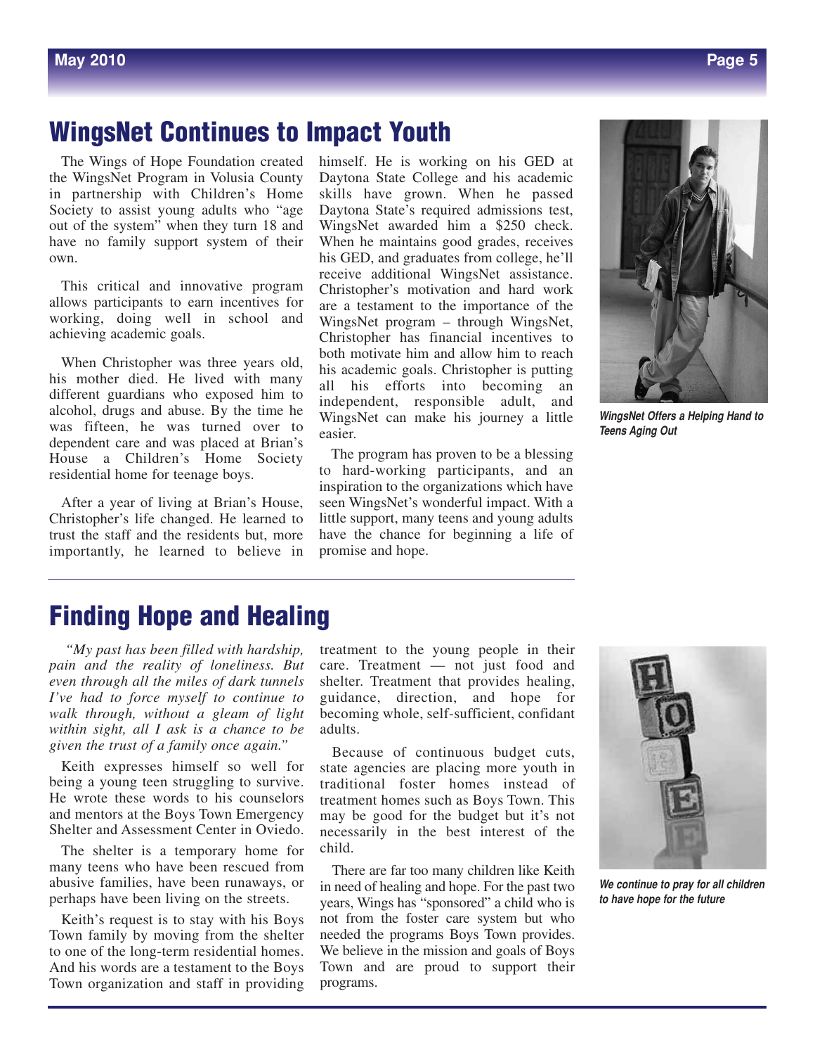## WingsNet Continues to Impact Youth

The Wings of Hope Foundation created the WingsNet Program in Volusia County in partnership with Children's Home Society to assist young adults who "age out of the system" when they turn 18 and have no family support system of their own.

This critical and innovative program allows participants to earn incentives for working, doing well in school and achieving academic goals.

When Christopher was three years old, his mother died. He lived with many different guardians who exposed him to alcohol, drugs and abuse. By the time he was fifteen, he was turned over to dependent care and was placed at Brian's House a Children's Home Society residential home for teenage boys.

After a year of living at Brian's House, Christopher's life changed. He learned to trust the staff and the residents but, more importantly, he learned to believe in himself. He is working on his GED at Daytona State College and his academic skills have grown. When he passed Daytona State's required admissions test, WingsNet awarded him a $250 check. When he maintains good grades, receives his GED, and graduates from college, he'll receive additional WingsNet assistance. Christopher's motivation and hard work are a testament to the importance of the WingsNet program – through WingsNet, Christopher has financial incentives to both motivate him and allow him to reach his academic goals. Christopher is putting all his efforts into becoming an independent, responsible adult, and WingsNet can make his journey a little easier.

The program has proven to be a blessing to hard-working participants, and an inspiration to the organizations which have seen WingsNet's wonderful impact. With a little support, many teens and young adults have the chance for beginning a life of promise and hope.

*WingsNet Offers a Helping Hand to Teens Aging Out*

## Finding Hope and Healing

*"My past has been filled with hardship, pain and the reality of loneliness. But even through all the miles of dark tunnels I've had to force myself to continue to walk through, without a gleam of light within sight, all I ask is a chance to be given the trust of a family once again."*

Keith expresses himself so well for being a young teen struggling to survive. He wrote these words to his counselors and mentors at the Boys Town Emergency Shelter and Assessment Center in Oviedo.

The shelter is a temporary home for many teens who have been rescued from abusive families, have been runaways, or perhaps have been living on the streets.

Keith's request is to stay with his Boys Town family by moving from the shelter to one of the long-term residential homes. And his words are a testament to the Boys Town organization and staff in providing treatment to the young people in their care. Treatment — not just food and shelter. Treatment that provides healing, guidance, direction, and hope for becoming whole, self-sufficient, confidant adults.

Because of continuous budget cuts, state agencies are placing more youth in traditional foster homes instead of treatment homes such as Boys Town. This may be good for the budget but it's not necessarily in the best interest of the child.

There are far too many children like Keith in need of healing and hope. For the past two years, Wings has "sponsored" a child who is not from the foster care system but who needed the programs Boys Town provides. We believe in the mission and goals of Boys Town and are proud to support their programs.

*We continue to pray for all children to have hope for the future*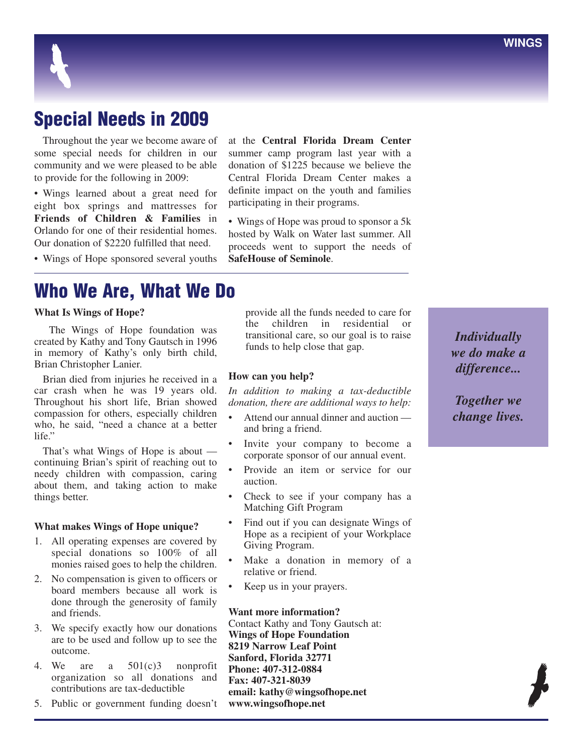## Special Needs in 2009

Throughout the year we become aware of some special needs for children in our community and we were pleased to be able to provide for the following in 2009:

- Wings learned about a great need for eight box springs and mattresses for **Friends of Children & Families** in Orlando for one of their residential homes. Our donation of $2220 fulfilled that need.
- Wings of Hope sponsored several youths at the **Central Florida Dream Center** summer camp program last year with a donation of $1225 because we believe the Central Florida Dream Center makes a definite impact on the youth and families participating in their programs.
- Wings of Hope was proud to sponsor a 5k hosted by Walk on Water last summer. All proceeds went to support the needs of **SafeHouse of Seminole**.

## Who We Are, What We Do

**What Is Wings of Hope?**

The Wings of Hope foundation was created by Kathy and Tony Gautsch in 1996 in memory of Kathy's only birth child, Brian Christopher Lanier.

Brian died from injuries he received in a car crash when he was 19 years old. Throughout his short life, Brian showed compassion for others, especially children who, he said, "need a chance at a better life."

That's what Wings of Hope is about — continuing Brian's spirit of reaching out to needy children with compassion, caring about them, and taking action to make things better.

**What makes Wings of Hope unique?**

1. All operating expenses are covered by special donations so 100% of all monies raised goes to help the children.
2. No compensation is given to officers or board members because all work is done through the generosity of family and friends.
3. We specify exactly how our donations are to be used and follow up to see the outcome.
4. We are a 501(c)3 nonprofit organization so all donations and contributions are tax-deductible
5. Public or government funding doesn't provide all the funds needed to care for the children in residential or transitional care, so our goal is to raise funds to help close that gap.

**How can you help?**

*In addition to making a tax-deductible donation, there are additional ways to help:*

- Attend our annual dinner and auction — and bring a friend.
- Invite your company to become a corporate sponsor of our annual event.
- Provide an item or service for our auction.
- Check to see if your company has a Matching Gift Program
- Find out if you can designate Wings of Hope as a recipient of your Workplace Giving Program.
- Make a donation in memory of a relative or friend.
- Keep us in your prayers.

**Want more information?**
Contact Kathy and Tony Gautsch at:
**Wings of Hope Foundation**
**8219 Narrow Leaf Point**
**Sanford, Florida 32771**
**Phone: 407-312-0884**
**Fax: 407-321-8039**
**email: kathy@wingsofhope.net**
**www.wingsofhope.net**

***Individually we do make a difference...***

***Together we change lives.***